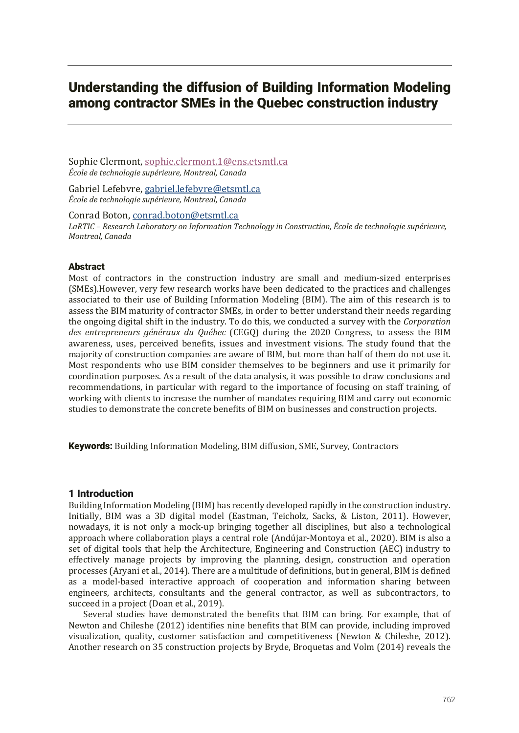# Understanding the diffusion of Building Information Modeling among contractor SMEs in the Quebec construction industry

Sophie Clermont, sophie.clermont.1@ens.etsmtl.ca
*École de technologie supérieure, Montreal, Canada*

Gabriel Lefebvre, gabriel.lefebvre@etsmtl.ca
*École de technologie supérieure, Montreal, Canada*

Conrad Boton, conrad.boton@etsmtl.ca
*LaRTIC – Research Laboratory on Information Technology in Construction, École de technologie supérieure, Montreal, Canada*

## Abstract

Most of contractors in the construction industry are small and medium-sized enterprises (SMEs).However, very few research works have been dedicated to the practices and challenges associated to their use of Building Information Modeling (BIM). The aim of this research is to assess the BIM maturity of contractor SMEs, in order to better understand their needs regarding the ongoing digital shift in the industry. To do this, we conducted a survey with the *Corporation des entrepreneurs généraux du Québec* (CEGQ) during the 2020 Congress, to assess the BIM awareness, uses, perceived benefits, issues and investment visions. The study found that the majority of construction companies are aware of BIM, but more than half of them do not use it. Most respondents who use BIM consider themselves to be beginners and use it primarily for coordination purposes. As a result of the data analysis, it was possible to draw conclusions and recommendations, in particular with regard to the importance of focusing on staff training, of working with clients to increase the number of mandates requiring BIM and carry out economic studies to demonstrate the concrete benefits of BIM on businesses and construction projects.

**Keywords:** Building Information Modeling, BIM diffusion, SME, Survey, Contractors

## 1 Introduction

Building Information Modeling (BIM) has recently developed rapidly in the construction industry. Initially, BIM was a 3D digital model (Eastman, Teicholz, Sacks, & Liston, 2011). However, nowadays, it is not only a mock-up bringing together all disciplines, but also a technological approach where collaboration plays a central role (Andújar-Montoya et al., 2020). BIM is also a set of digital tools that help the Architecture, Engineering and Construction (AEC) industry to effectively manage projects by improving the planning, design, construction and operation processes (Aryani et al., 2014). There are a multitude of definitions, but in general, BIM is defined as a model-based interactive approach of cooperation and information sharing between engineers, architects, consultants and the general contractor, as well as subcontractors, to succeed in a project (Doan et al., 2019).

Several studies have demonstrated the benefits that BIM can bring. For example, that of Newton and Chileshe (2012) identifies nine benefits that BIM can provide, including improved visualization, quality, customer satisfaction and competitiveness (Newton & Chileshe, 2012). Another research on 35 construction projects by Bryde, Broquetas and Volm (2014) reveals the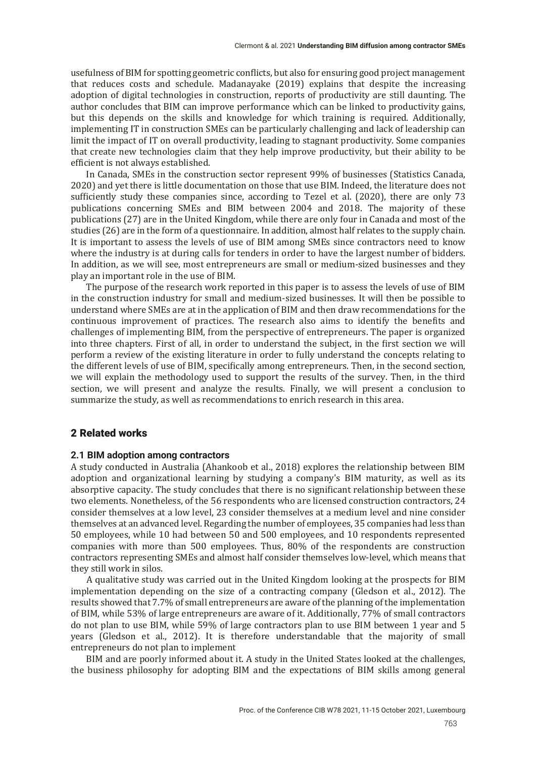usefulness of BIM for spotting geometric conflicts, but also for ensuring good project management that reduces costs and schedule. Madanayake (2019) explains that despite the increasing adoption of digital technologies in construction, reports of productivity are still daunting. The author concludes that BIM can improve performance which can be linked to productivity gains, but this depends on the skills and knowledge for which training is required. Additionally, implementing IT in construction SMEs can be particularly challenging and lack of leadership can limit the impact of IT on overall productivity, leading to stagnant productivity. Some companies that create new technologies claim that they help improve productivity, but their ability to be efficient is not always established.

In Canada, SMEs in the construction sector represent 99% of businesses (Statistics Canada, 2020) and yet there is little documentation on those that use BIM. Indeed, the literature does not sufficiently study these companies since, according to Tezel et al. (2020), there are only 73 publications concerning SMEs and BIM between 2004 and 2018. The majority of these publications (27) are in the United Kingdom, while there are only four in Canada and most of the studies (26) are in the form of a questionnaire. In addition, almost half relates to the supply chain. It is important to assess the levels of use of BIM among SMEs since contractors need to know where the industry is at during calls for tenders in order to have the largest number of bidders. In addition, as we will see, most entrepreneurs are small or medium-sized businesses and they play an important role in the use of BIM.

The purpose of the research work reported in this paper is to assess the levels of use of BIM in the construction industry for small and medium-sized businesses. It will then be possible to understand where SMEs are at in the application of BIM and then draw recommendations for the continuous improvement of practices. The research also aims to identify the benefits and challenges of implementing BIM, from the perspective of entrepreneurs. The paper is organized into three chapters. First of all, in order to understand the subject, in the first section we will perform a review of the existing literature in order to fully understand the concepts relating to the different levels of use of BIM, specifically among entrepreneurs. Then, in the second section, we will explain the methodology used to support the results of the survey. Then, in the third section, we will present and analyze the results. Finally, we will present a conclusion to summarize the study, as well as recommendations to enrich research in this area.

## 2 Related works

### 2.1 BIM adoption among contractors

A study conducted in Australia (Ahankoob et al., 2018) explores the relationship between BIM adoption and organizational learning by studying a company's BIM maturity, as well as its absorptive capacity. The study concludes that there is no significant relationship between these two elements. Nonetheless, of the 56 respondents who are licensed construction contractors, 24 consider themselves at a low level, 23 consider themselves at a medium level and nine consider themselves at an advanced level. Regarding the number of employees, 35 companies had less than 50 employees, while 10 had between 50 and 500 employees, and 10 respondents represented companies with more than 500 employees. Thus, 80% of the respondents are construction contractors representing SMEs and almost half consider themselves low-level, which means that they still work in silos.

A qualitative study was carried out in the United Kingdom looking at the prospects for BIM implementation depending on the size of a contracting company (Gledson et al., 2012). The results showed that 7.7% of small entrepreneurs are aware of the planning of the implementation of BIM, while 53% of large entrepreneurs are aware of it. Additionally, 77% of small contractors do not plan to use BIM, while 59% of large contractors plan to use BIM between 1 year and 5 years (Gledson et al., 2012). It is therefore understandable that the majority of small entrepreneurs do not plan to implement

BIM and are poorly informed about it. A study in the United States looked at the challenges, the business philosophy for adopting BIM and the expectations of BIM skills among general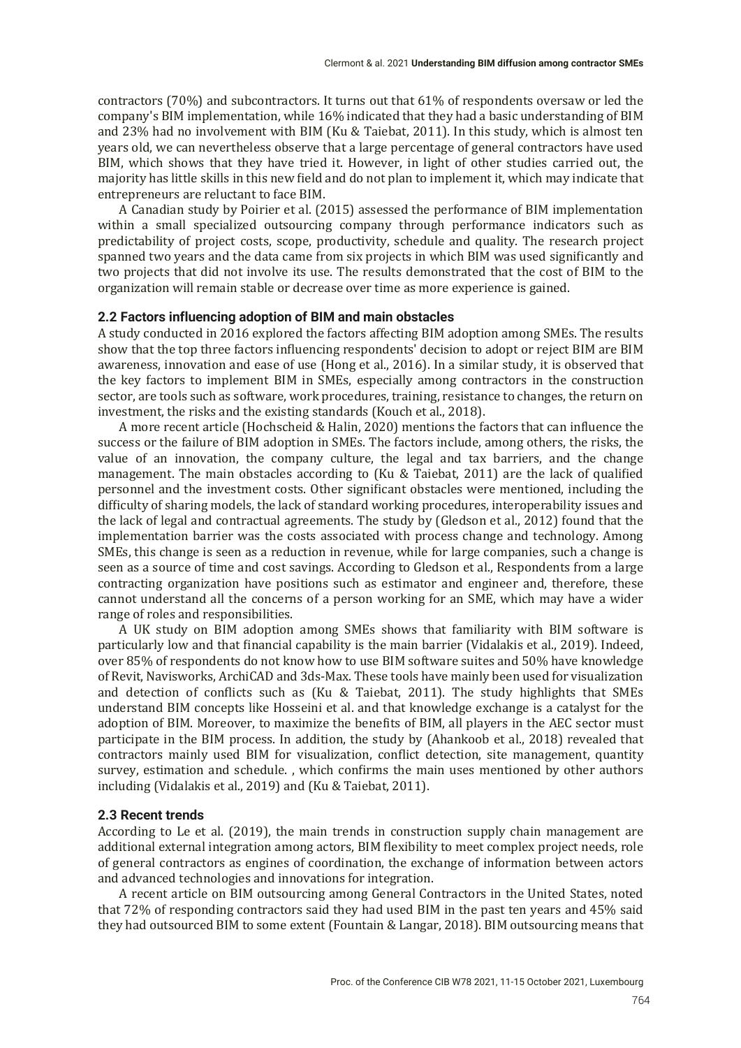contractors (70%) and subcontractors. It turns out that 61% of respondents oversaw or led the company's BIM implementation, while 16% indicated that they had a basic understanding of BIM and 23% had no involvement with BIM (Ku & Taiebat, 2011). In this study, which is almost ten years old, we can nevertheless observe that a large percentage of general contractors have used BIM, which shows that they have tried it. However, in light of other studies carried out, the majority has little skills in this new field and do not plan to implement it, which may indicate that entrepreneurs are reluctant to face BIM.

A Canadian study by Poirier et al. (2015) assessed the performance of BIM implementation within a small specialized outsourcing company through performance indicators such as predictability of project costs, scope, productivity, schedule and quality. The research project spanned two years and the data came from six projects in which BIM was used significantly and two projects that did not involve its use. The results demonstrated that the cost of BIM to the organization will remain stable or decrease over time as more experience is gained.

### 2.2 Factors influencing adoption of BIM and main obstacles

A study conducted in 2016 explored the factors affecting BIM adoption among SMEs. The results show that the top three factors influencing respondents' decision to adopt or reject BIM are BIM awareness, innovation and ease of use (Hong et al., 2016). In a similar study, it is observed that the key factors to implement BIM in SMEs, especially among contractors in the construction sector, are tools such as software, work procedures, training, resistance to changes, the return on investment, the risks and the existing standards (Kouch et al., 2018).

A more recent article (Hochscheid & Halin, 2020) mentions the factors that can influence the success or the failure of BIM adoption in SMEs. The factors include, among others, the risks, the value of an innovation, the company culture, the legal and tax barriers, and the change management. The main obstacles according to (Ku & Taiebat, 2011) are the lack of qualified personnel and the investment costs. Other significant obstacles were mentioned, including the difficulty of sharing models, the lack of standard working procedures, interoperability issues and the lack of legal and contractual agreements. The study by (Gledson et al., 2012) found that the implementation barrier was the costs associated with process change and technology. Among SMEs, this change is seen as a reduction in revenue, while for large companies, such a change is seen as a source of time and cost savings. According to Gledson et al., Respondents from a large contracting organization have positions such as estimator and engineer and, therefore, these cannot understand all the concerns of a person working for an SME, which may have a wider range of roles and responsibilities.

A UK study on BIM adoption among SMEs shows that familiarity with BIM software is particularly low and that financial capability is the main barrier (Vidalakis et al., 2019). Indeed, over 85% of respondents do not know how to use BIM software suites and 50% have knowledge of Revit, Navisworks, ArchiCAD and 3ds-Max. These tools have mainly been used for visualization and detection of conflicts such as (Ku & Taiebat, 2011). The study highlights that SMEs understand BIM concepts like Hosseini et al. and that knowledge exchange is a catalyst for the adoption of BIM. Moreover, to maximize the benefits of BIM, all players in the AEC sector must participate in the BIM process. In addition, the study by (Ahankoob et al., 2018) revealed that contractors mainly used BIM for visualization, conflict detection, site management, quantity survey, estimation and schedule. , which confirms the main uses mentioned by other authors including (Vidalakis et al., 2019) and (Ku & Taiebat, 2011).

### 2.3 Recent trends

According to Le et al. (2019), the main trends in construction supply chain management are additional external integration among actors, BIM flexibility to meet complex project needs, role of general contractors as engines of coordination, the exchange of information between actors and advanced technologies and innovations for integration.

A recent article on BIM outsourcing among General Contractors in the United States, noted that 72% of responding contractors said they had used BIM in the past ten years and 45% said they had outsourced BIM to some extent (Fountain & Langar, 2018). BIM outsourcing means that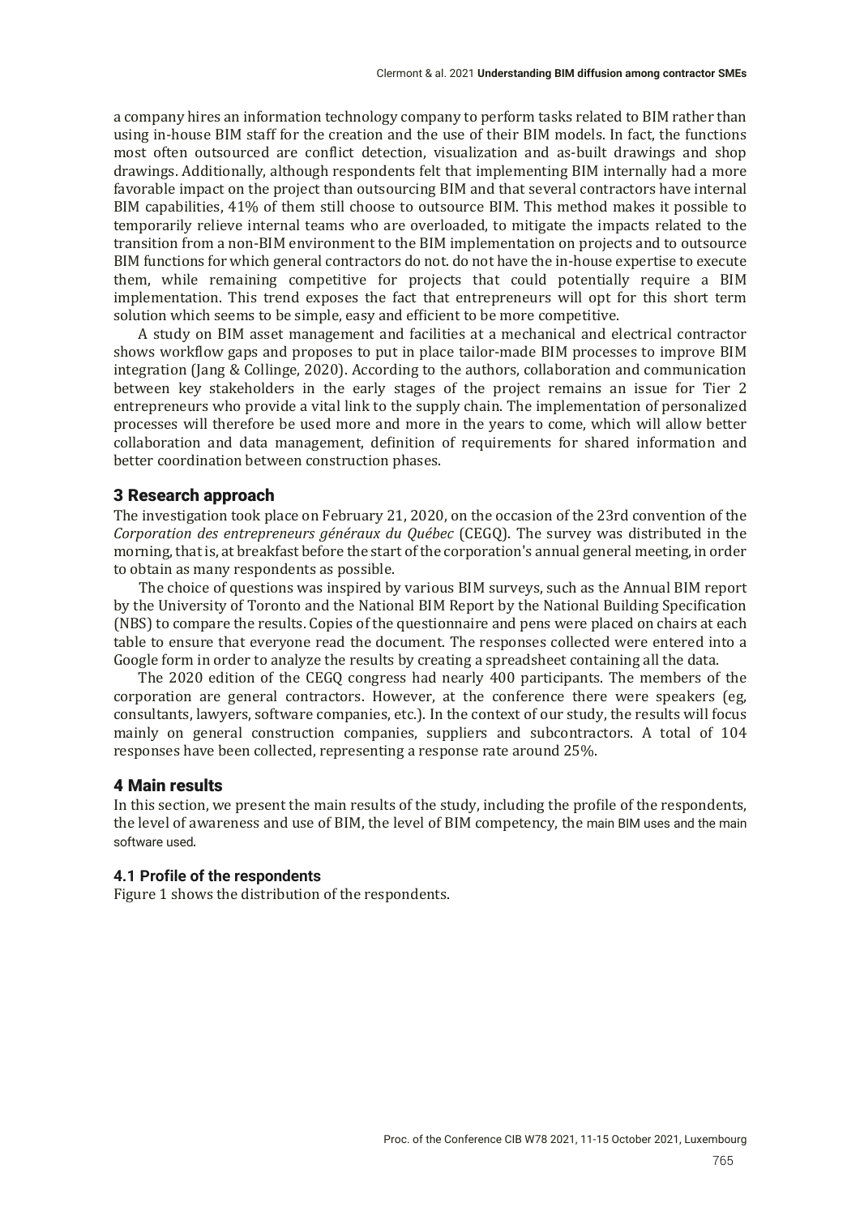a company hires an information technology company to perform tasks related to BIM rather than using in-house BIM staff for the creation and the use of their BIM models. In fact, the functions most often outsourced are conflict detection, visualization and as-built drawings and shop drawings. Additionally, although respondents felt that implementing BIM internally had a more favorable impact on the project than outsourcing BIM and that several contractors have internal BIM capabilities, 41% of them still choose to outsource BIM. This method makes it possible to temporarily relieve internal teams who are overloaded, to mitigate the impacts related to the transition from a non-BIM environment to the BIM implementation on projects and to outsource BIM functions for which general contractors do not. do not have the in-house expertise to execute them, while remaining competitive for projects that could potentially require a BIM implementation. This trend exposes the fact that entrepreneurs will opt for this short term solution which seems to be simple, easy and efficient to be more competitive.

A study on BIM asset management and facilities at a mechanical and electrical contractor shows workflow gaps and proposes to put in place tailor-made BIM processes to improve BIM integration (Jang & Collinge, 2020). According to the authors, collaboration and communication between key stakeholders in the early stages of the project remains an issue for Tier 2 entrepreneurs who provide a vital link to the supply chain. The implementation of personalized processes will therefore be used more and more in the years to come, which will allow better collaboration and data management, definition of requirements for shared information and better coordination between construction phases.

## 3 Research approach

The investigation took place on February 21, 2020, on the occasion of the 23rd convention of the *Corporation des entrepreneurs généraux du Québec* (CEGQ). The survey was distributed in the morning, that is, at breakfast before the start of the corporation's annual general meeting, in order to obtain as many respondents as possible.

The choice of questions was inspired by various BIM surveys, such as the Annual BIM report by the University of Toronto and the National BIM Report by the National Building Specification (NBS) to compare the results. Copies of the questionnaire and pens were placed on chairs at each table to ensure that everyone read the document. The responses collected were entered into a Google form in order to analyze the results by creating a spreadsheet containing all the data.

The 2020 edition of the CEGQ congress had nearly 400 participants. The members of the corporation are general contractors. However, at the conference there were speakers (eg, consultants, lawyers, software companies, etc.). In the context of our study, the results will focus mainly on general construction companies, suppliers and subcontractors. A total of 104 responses have been collected, representing a response rate around 25%.

## 4 Main results

In this section, we present the main results of the study, including the profile of the respondents, the level of awareness and use of BIM, the level of BIM competency, the main BIM uses and the main software used.

### 4.1 Profile of the respondents

Figure 1 shows the distribution of the respondents.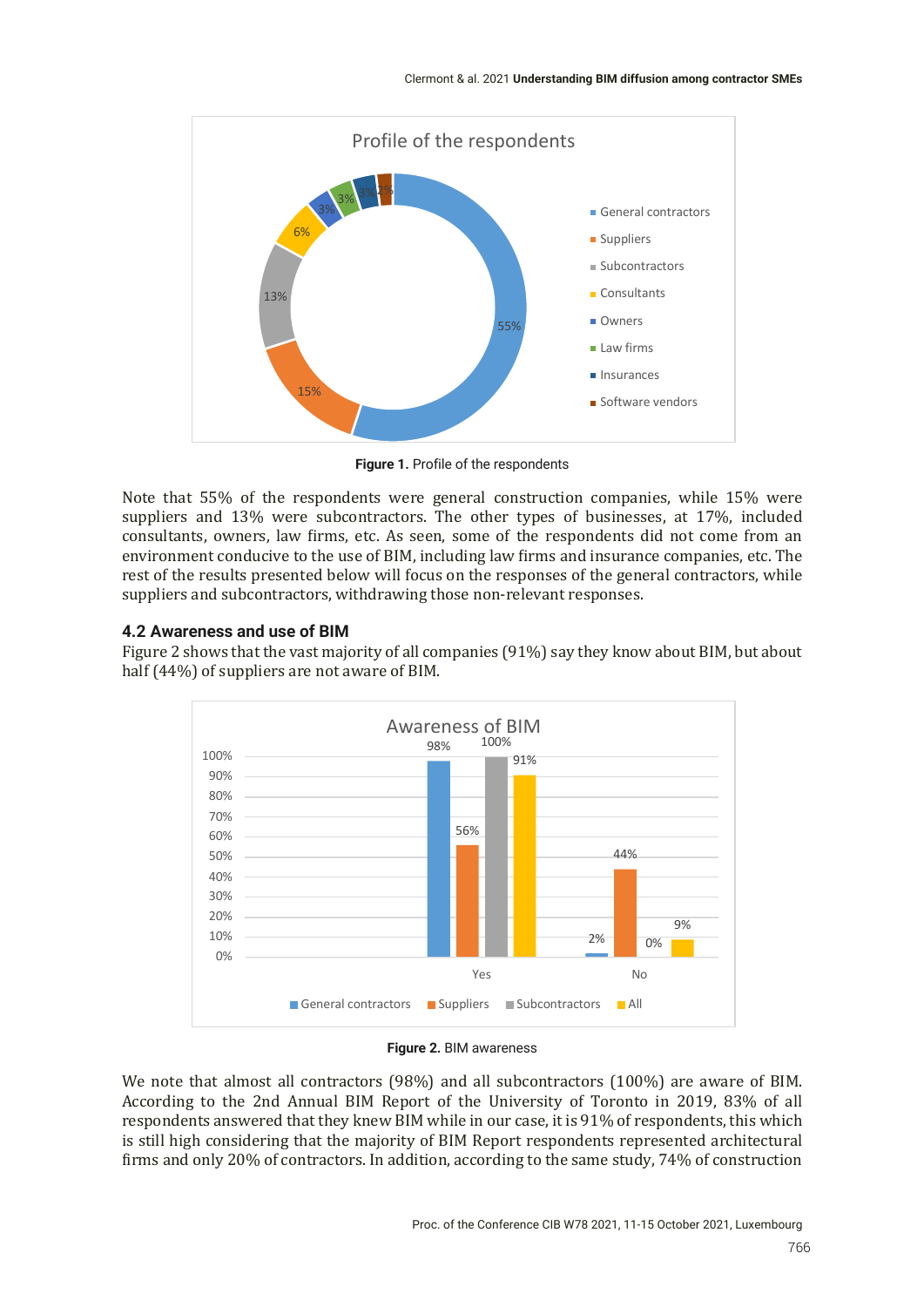Figure 1. Profile of the respondents

Note that 55% of the respondents were general construction companies, while 15% were suppliers and 13% were subcontractors. The other types of businesses, at 17%, included consultants, owners, law firms, etc. As seen, some of the respondents did not come from an environment conducive to the use of BIM, including law firms and insurance companies, etc. The rest of the results presented below will focus on the responses of the general contractors, while suppliers and subcontractors, withdrawing those non-relevant responses.

### 4.2 Awareness and use of BIM

Figure 2 shows that the vast majority of all companies (91%) say they know about BIM, but about half (44%) of suppliers are not aware of BIM.

Figure 2. BIM awareness

We note that almost all contractors (98%) and all subcontractors (100%) are aware of BIM. According to the 2nd Annual BIM Report of the University of Toronto in 2019, 83% of all respondents answered that they knew BIM while in our case, it is 91% of respondents, this which is still high considering that the majority of BIM Report respondents represented architectural firms and only 20% of contractors. In addition, according to the same study, 74% of construction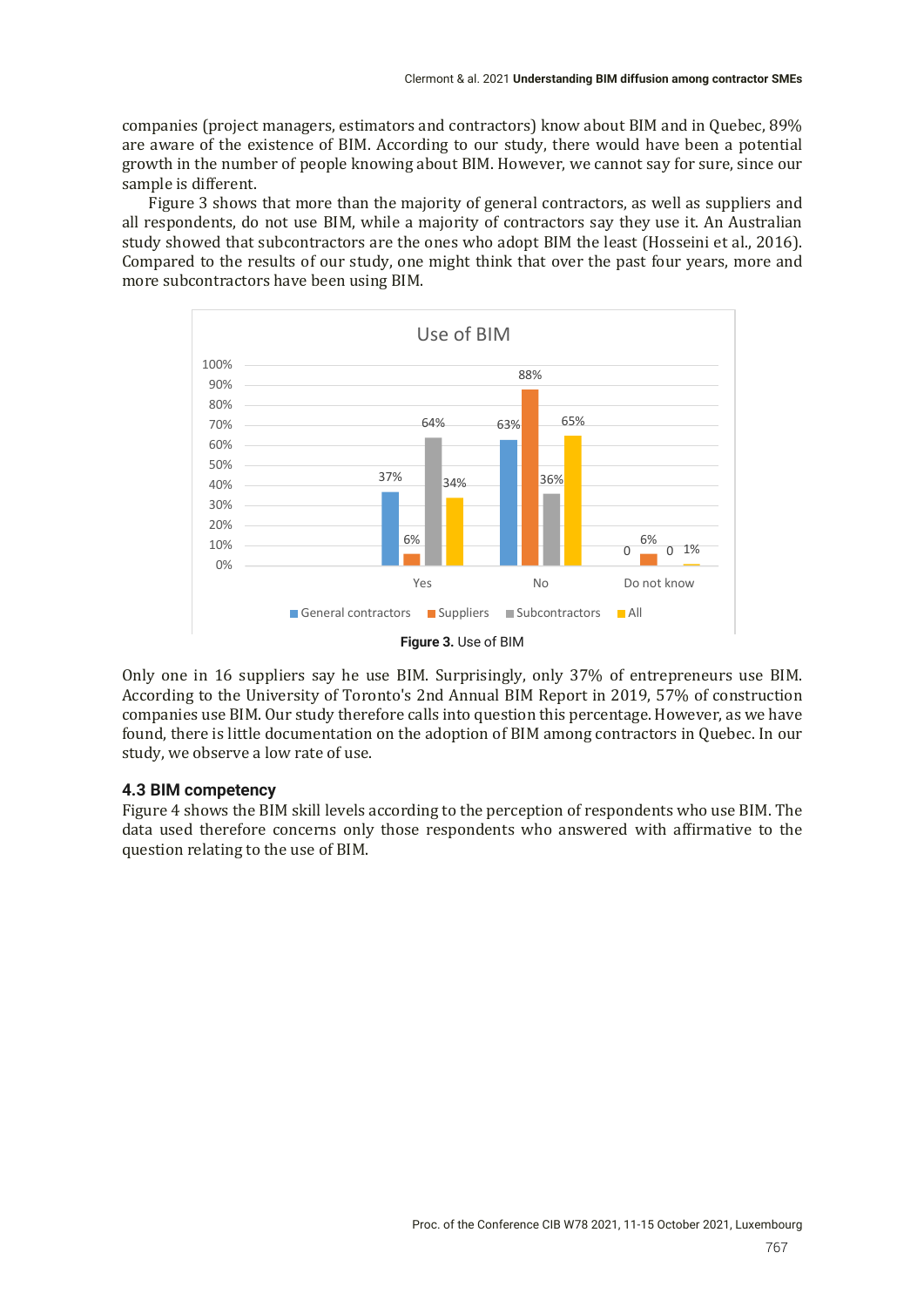companies (project managers, estimators and contractors) know about BIM and in Quebec, 89% are aware of the existence of BIM. According to our study, there would have been a potential growth in the number of people knowing about BIM. However, we cannot say for sure, since our sample is different.

Figure 3 shows that more than the majority of general contractors, as well as suppliers and all respondents, do not use BIM, while a majority of contractors say they use it. An Australian study showed that subcontractors are the ones who adopt BIM the least (Hosseini et al., 2016). Compared to the results of our study, one might think that over the past four years, more and more subcontractors have been using BIM.

**Figure 3.** Use of BIM

Only one in 16 suppliers say he use BIM. Surprisingly, only 37% of entrepreneurs use BIM. According to the University of Toronto's 2nd Annual BIM Report in 2019, 57% of construction companies use BIM. Our study therefore calls into question this percentage. However, as we have found, there is little documentation on the adoption of BIM among contractors in Quebec. In our study, we observe a low rate of use.

### 4.3 BIM competency

Figure 4 shows the BIM skill levels according to the perception of respondents who use BIM. The data used therefore concerns only those respondents who answered with affirmative to the question relating to the use of BIM.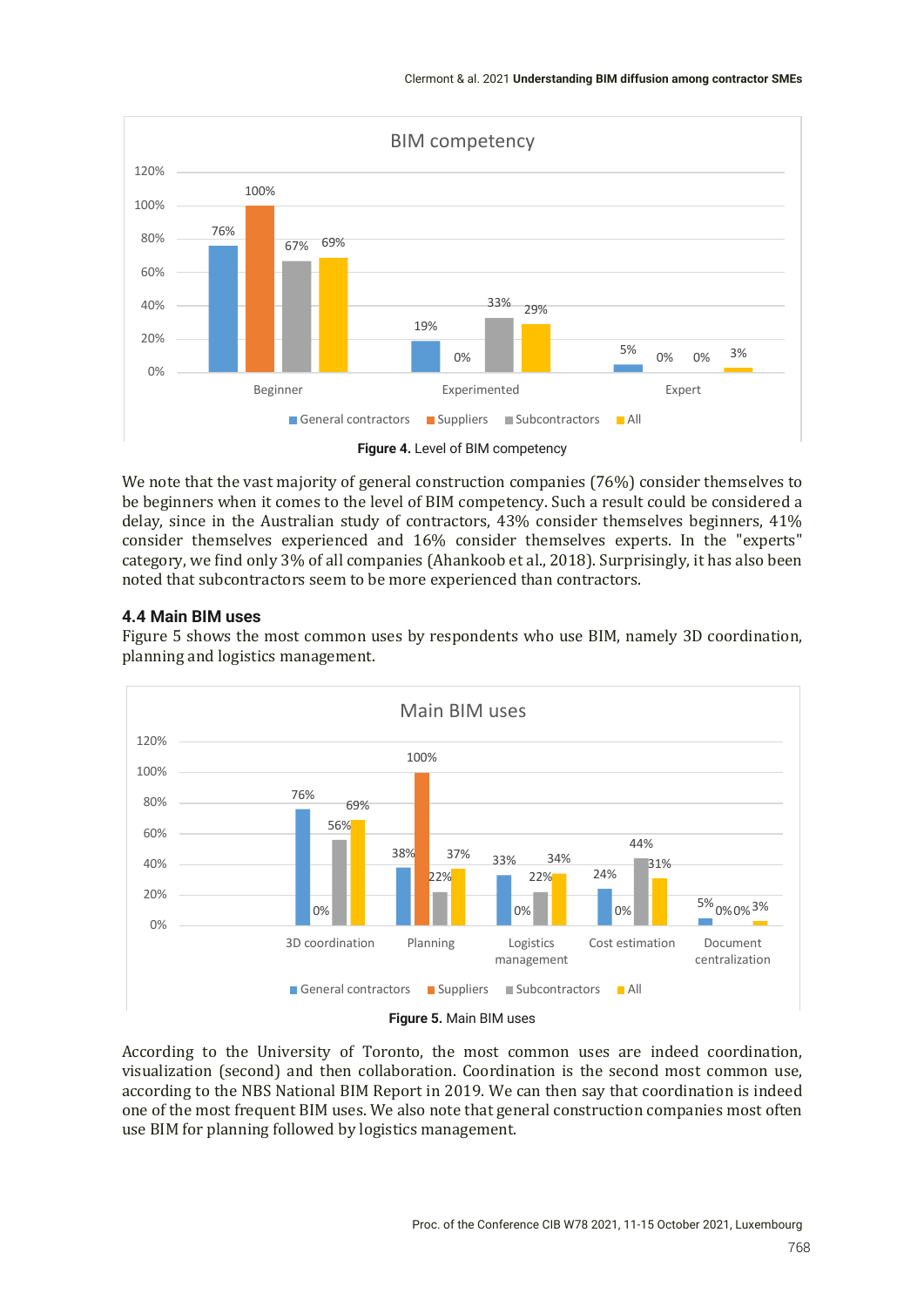**Figure 4.** Level of BIM competency

We note that the vast majority of general construction companies (76%) consider themselves to be beginners when it comes to the level of BIM competency. Such a result could be considered a delay, since in the Australian study of contractors, 43% consider themselves beginners, 41% consider themselves experienced and 16% consider themselves experts. In the "experts" category, we find only 3% of all companies (Ahankoob et al., 2018). Surprisingly, it has also been noted that subcontractors seem to be more experienced than contractors.

### 4.4 Main BIM uses

Figure 5 shows the most common uses by respondents who use BIM, namely 3D coordination, planning and logistics management.

**Figure 5.** Main BIM uses

According to the University of Toronto, the most common uses are indeed coordination, visualization (second) and then collaboration. Coordination is the second most common use, according to the NBS National BIM Report in 2019. We can then say that coordination is indeed one of the most frequent BIM uses. We also note that general construction companies most often use BIM for planning followed by logistics management.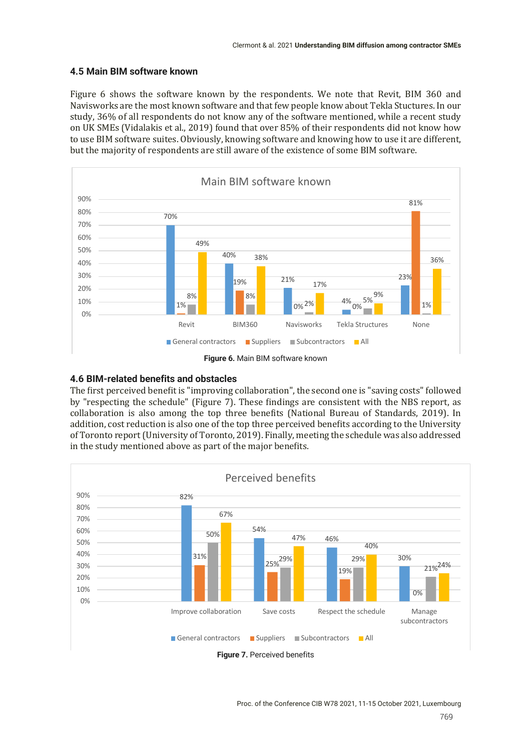### 4.5 Main BIM software known

Figure 6 shows the software known by the respondents. We note that Revit, BIM 360 and Navisworks are the most known software and that few people know about Tekla Stuctures. In our study, 36% of all respondents do not know any of the software mentioned, while a recent study on UK SMEs (Vidalakis et al., 2019) found that over 85% of their respondents did not know how to use BIM software suites. Obviously, knowing software and knowing how to use it are different, but the majority of respondents are still aware of the existence of some BIM software.

**Figure 6.** Main BIM software known

### 4.6 BIM-related benefits and obstacles

The first perceived benefit is "improving collaboration", the second one is "saving costs" followed by "respecting the schedule" (Figure 7). These findings are consistent with the NBS report, as collaboration is also among the top three benefits (National Bureau of Standards, 2019). In addition, cost reduction is also one of the top three perceived benefits according to the University of Toronto report (University of Toronto, 2019). Finally, meeting the schedule was also addressed in the study mentioned above as part of the major benefits.

**Figure 7.** Perceived benefits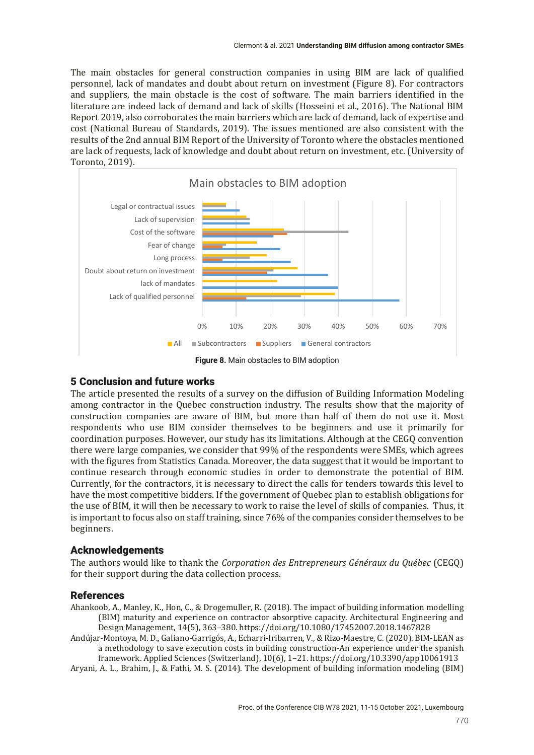The main obstacles for general construction companies in using BIM are lack of qualified personnel, lack of mandates and doubt about return on investment (Figure 8). For contractors and suppliers, the main obstacle is the cost of software. The main barriers identified in the literature are indeed lack of demand and lack of skills (Hosseini et al., 2016). The National BIM Report 2019, also corroborates the main barriers which are lack of demand, lack of expertise and cost (National Bureau of Standards, 2019). The issues mentioned are also consistent with the results of the 2nd annual BIM Report of the University of Toronto where the obstacles mentioned are lack of requests, lack of knowledge and doubt about return on investment, etc. (University of Toronto, 2019).

**Figure 8.** Main obstacles to BIM adoption

## 5 Conclusion and future works

The article presented the results of a survey on the diffusion of Building Information Modeling among contractor in the Quebec construction industry. The results show that the majority of construction companies are aware of BIM, but more than half of them do not use it. Most respondents who use BIM consider themselves to be beginners and use it primarily for coordination purposes. However, our study has its limitations. Although at the CEGQ convention there were large companies, we consider that 99% of the respondents were SMEs, which agrees with the figures from Statistics Canada. Moreover, the data suggest that it would be important to continue research through economic studies in order to demonstrate the potential of BIM. Currently, for the contractors, it is necessary to direct the calls for tenders towards this level to have the most competitive bidders. If the government of Quebec plan to establish obligations for the use of BIM, it will then be necessary to work to raise the level of skills of companies. Thus, it is important to focus also on staff training, since 76% of the companies consider themselves to be beginners.

## Acknowledgements

The authors would like to thank the *Corporation des Entrepreneurs Généraux du Québec* (CEGQ) for their support during the data collection process.

## References

Ahankoob, A., Manley, K., Hon, C., & Drogemuller, R. (2018). The impact of building information modelling (BIM) maturity and experience on contractor absorptive capacity. Architectural Engineering and Design Management, 14(5), 363–380. https://doi.org/10.1080/17452007.2018.1467828

Andújar-Montoya, M. D., Galiano-Garrigós, A., Echarri-Iribarren, V., & Rizo-Maestre, C. (2020). BIM-LEAN as a methodology to save execution costs in building construction-An experience under the spanish framework. Applied Sciences (Switzerland), 10(6), 1–21. https://doi.org/10.3390/app10061913

Aryani, A. L., Brahim, J., & Fathi, M. S. (2014). The development of building information modeling (BIM)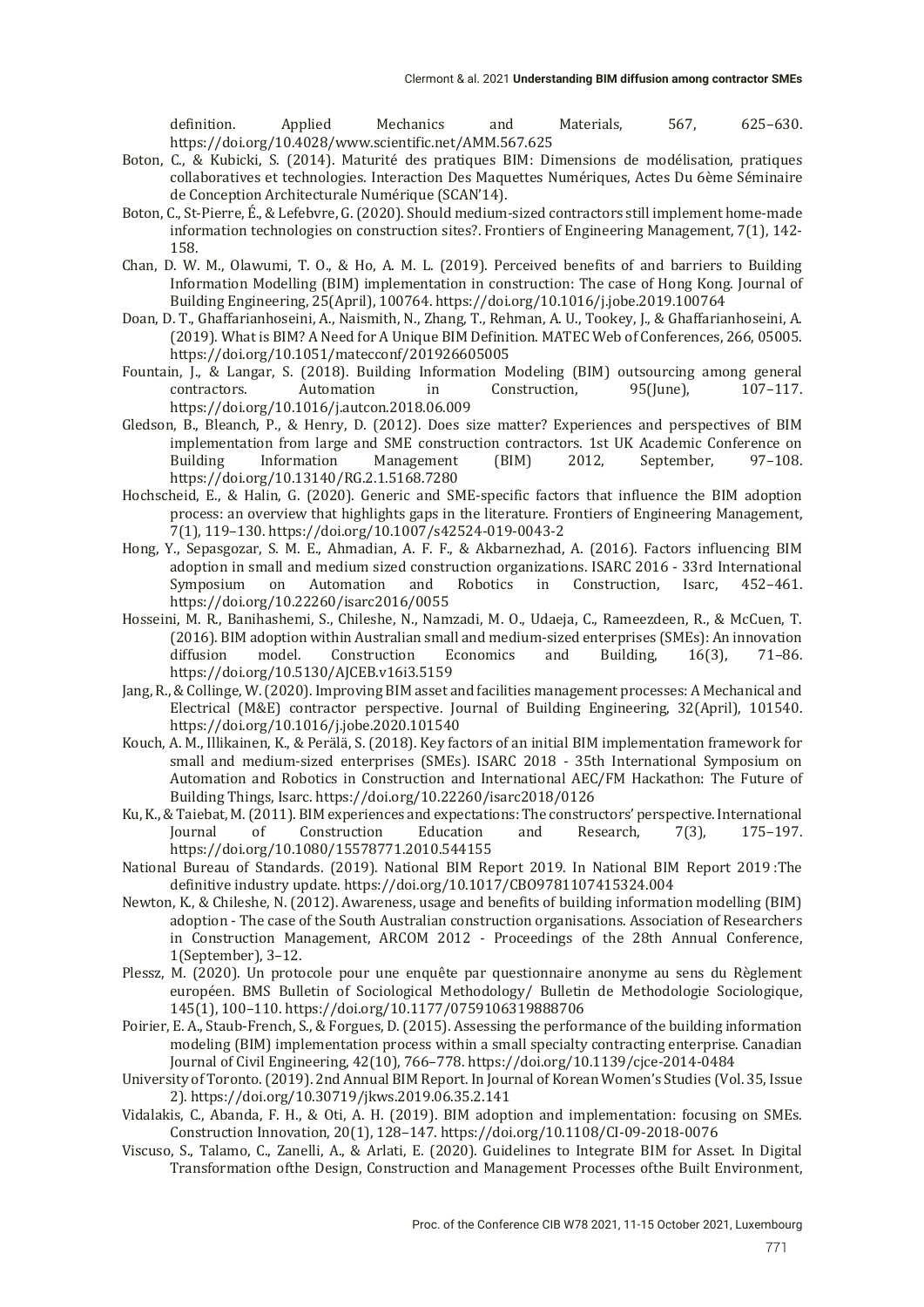definition. Applied Mechanics and Materials, 567, 625–630. https://doi.org/10.4028/www.scientific.net/AMM.567.625

Boton, C., & Kubicki, S. (2014). Maturité des pratiques BIM: Dimensions de modélisation, pratiques collaboratives et technologies. Interaction Des Maquettes Numériques, Actes Du 6ème Séminaire de Conception Architecturale Numérique (SCAN'14).

Boton, C., St-Pierre, É., & Lefebvre, G. (2020). Should medium-sized contractors still implement home-made information technologies on construction sites?. Frontiers of Engineering Management, 7(1), 142-158.

Chan, D. W. M., Olawumi, T. O., & Ho, A. M. L. (2019). Perceived benefits of and barriers to Building Information Modelling (BIM) implementation in construction: The case of Hong Kong. Journal of Building Engineering, 25(April), 100764. https://doi.org/10.1016/j.jobe.2019.100764

Doan, D. T., Ghaffarianhoseini, A., Naismith, N., Zhang, T., Rehman, A. U., Tookey, J., & Ghaffarianhoseini, A. (2019). What is BIM? A Need for A Unique BIM Definition. MATEC Web of Conferences, 266, 05005. https://doi.org/10.1051/matecconf/201926605005

Fountain, J., & Langar, S. (2018). Building Information Modeling (BIM) outsourcing among general contractors. Automation in Construction, 95(June), 107–117. https://doi.org/10.1016/j.autcon.2018.06.009

Gledson, B., Bleanch, P., & Henry, D. (2012). Does size matter? Experiences and perspectives of BIM implementation from large and SME construction contractors. 1st UK Academic Conference on Building Information Management (BIM) 2012, September, 97–108. https://doi.org/10.13140/RG.2.1.5168.7280

Hochscheid, E., & Halin, G. (2020). Generic and SME-specific factors that influence the BIM adoption process: an overview that highlights gaps in the literature. Frontiers of Engineering Management, 7(1), 119–130. https://doi.org/10.1007/s42524-019-0043-2

Hong, Y., Sepasgozar, S. M. E., Ahmadian, A. F. F., & Akbarnezhad, A. (2016). Factors influencing BIM adoption in small and medium sized construction organizations. ISARC 2016 - 33rd International Symposium on Automation and Robotics in Construction, Isarc, 452–461. https://doi.org/10.22260/isarc2016/0055

Hosseini, M. R., Banihashemi, S., Chileshe, N., Namzadi, M. O., Udaeja, C., Rameezdeen, R., & McCuen, T. (2016). BIM adoption within Australian small and medium-sized enterprises (SMEs): An innovation diffusion model. Construction Economics and Building, 16(3), 71–86. https://doi.org/10.5130/AJCEB.v16i3.5159

Jang, R., & Collinge, W. (2020). Improving BIM asset and facilities management processes: A Mechanical and Electrical (M&E) contractor perspective. Journal of Building Engineering, 32(April), 101540. https://doi.org/10.1016/j.jobe.2020.101540

Kouch, A. M., Illikainen, K., & Perälä, S. (2018). Key factors of an initial BIM implementation framework for small and medium-sized enterprises (SMEs). ISARC 2018 - 35th International Symposium on Automation and Robotics in Construction and International AEC/FM Hackathon: The Future of Building Things, Isarc. https://doi.org/10.22260/isarc2018/0126

Ku, K., & Taiebat, M. (2011). BIM experiences and expectations: The constructors' perspective. International Journal of Construction Education and Research, 7(3), 175–197. https://doi.org/10.1080/15578771.2010.544155

National Bureau of Standards. (2019). National BIM Report 2019. In National BIM Report 2019 :The definitive industry update. https://doi.org/10.1017/CBO9781107415324.004

Newton, K., & Chileshe, N. (2012). Awareness, usage and benefits of building information modelling (BIM) adoption - The case of the South Australian construction organisations. Association of Researchers in Construction Management, ARCOM 2012 - Proceedings of the 28th Annual Conference, 1(September), 3–12.

Plessz, M. (2020). Un protocole pour une enquête par questionnaire anonyme au sens du Règlement européen. BMS Bulletin of Sociological Methodology/ Bulletin de Methodologie Sociologique, 145(1), 100–110. https://doi.org/10.1177/0759106319888706

Poirier, E. A., Staub-French, S., & Forgues, D. (2015). Assessing the performance of the building information modeling (BIM) implementation process within a small specialty contracting enterprise. Canadian Journal of Civil Engineering, 42(10), 766–778. https://doi.org/10.1139/cjce-2014-0484

University of Toronto. (2019). 2nd Annual BIM Report. In Journal of Korean Women's Studies (Vol. 35, Issue 2). https://doi.org/10.30719/jkws.2019.06.35.2.141

Vidalakis, C., Abanda, F. H., & Oti, A. H. (2019). BIM adoption and implementation: focusing on SMEs. Construction Innovation, 20(1), 128–147. https://doi.org/10.1108/CI-09-2018-0076

Viscuso, S., Talamo, C., Zanelli, A., & Arlati, E. (2020). Guidelines to Integrate BIM for Asset. In Digital Transformation ofthe Design, Construction and Management Processes ofthe Built Environment,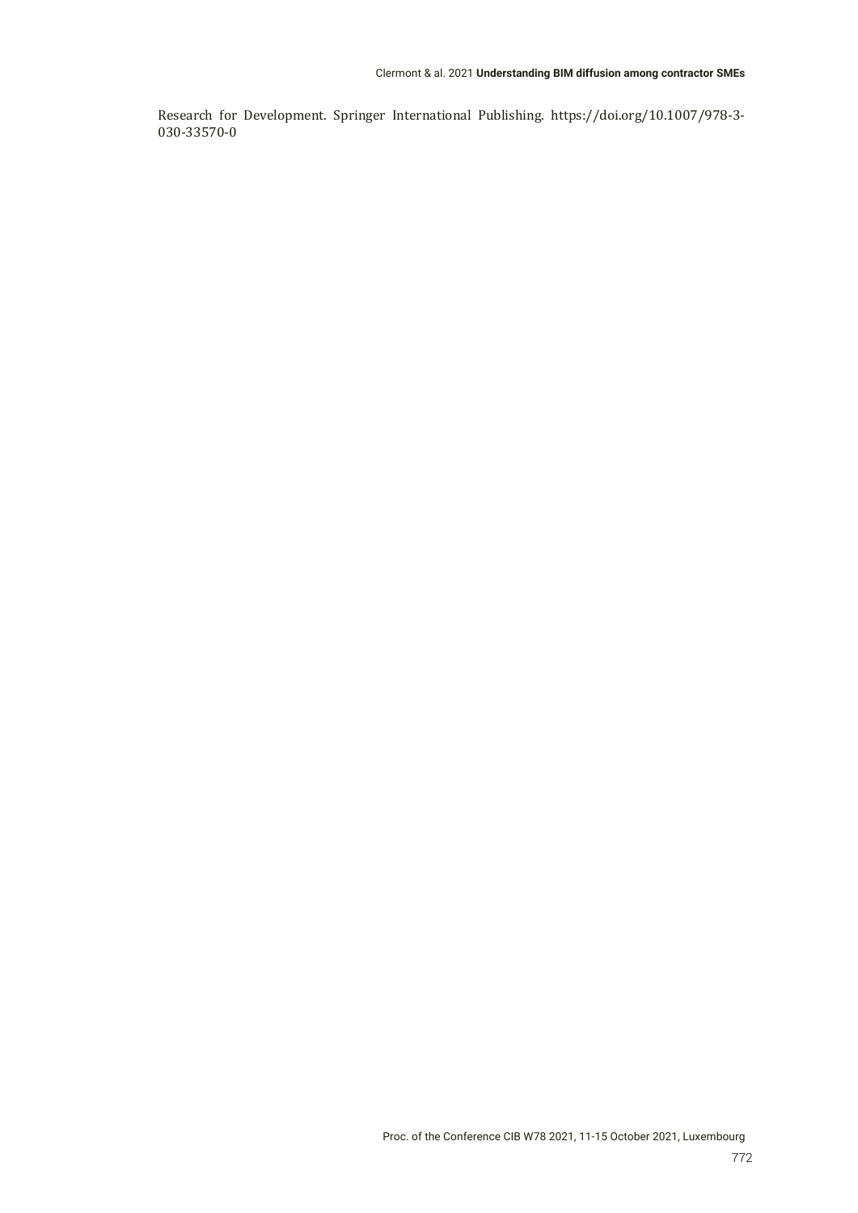Research for Development. Springer International Publishing. https://doi.org/10.1007/978-3-030-33570-0